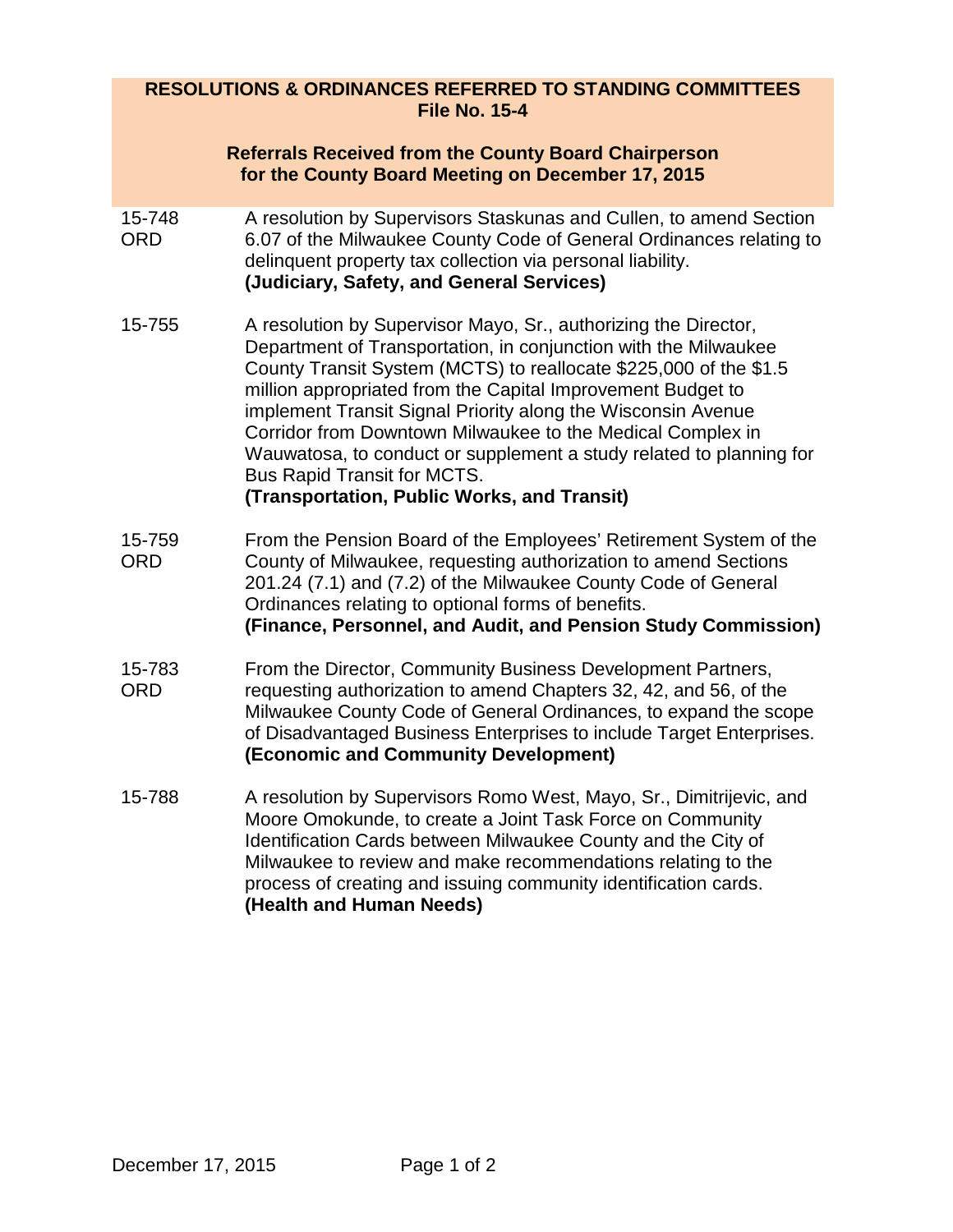## RESOLUTIONS & ORDINANCES REFERRED TO STANDING COMMITTEES
## File No. 15-4

### Referrals Received from the County Board Chairperson for the County Board Meeting on December 17, 2015

| | |
|---|---|
| 15-748 ORD | A resolution by Supervisors Staskunas and Cullen, to amend Section 6.07 of the Milwaukee County Code of General Ordinances relating to delinquent property tax collection via personal liability. **(Judiciary, Safety, and General Services)** |
| 15-755 | A resolution by Supervisor Mayo, Sr., authorizing the Director, Department of Transportation, in conjunction with the Milwaukee County Transit System (MCTS) to reallocate $225,000 of the $1.5 million appropriated from the Capital Improvement Budget to implement Transit Signal Priority along the Wisconsin Avenue Corridor from Downtown Milwaukee to the Medical Complex in Wauwatosa, to conduct or supplement a study related to planning for Bus Rapid Transit for MCTS. **(Transportation, Public Works, and Transit)** |
| 15-759 ORD | From the Pension Board of the Employees' Retirement System of the County of Milwaukee, requesting authorization to amend Sections 201.24 (7.1) and (7.2) of the Milwaukee County Code of General Ordinances relating to optional forms of benefits. **(Finance, Personnel, and Audit, and Pension Study Commission)** |
| 15-783 ORD | From the Director, Community Business Development Partners, requesting authorization to amend Chapters 32, 42, and 56, of the Milwaukee County Code of General Ordinances, to expand the scope of Disadvantaged Business Enterprises to include Target Enterprises. **(Economic and Community Development)** |
| 15-788 | A resolution by Supervisors Romo West, Mayo, Sr., Dimitrijevic, and Moore Omokunde, to create a Joint Task Force on Community Identification Cards between Milwaukee County and the City of Milwaukee to review and make recommendations relating to the process of creating and issuing community identification cards. **(Health and Human Needs)** |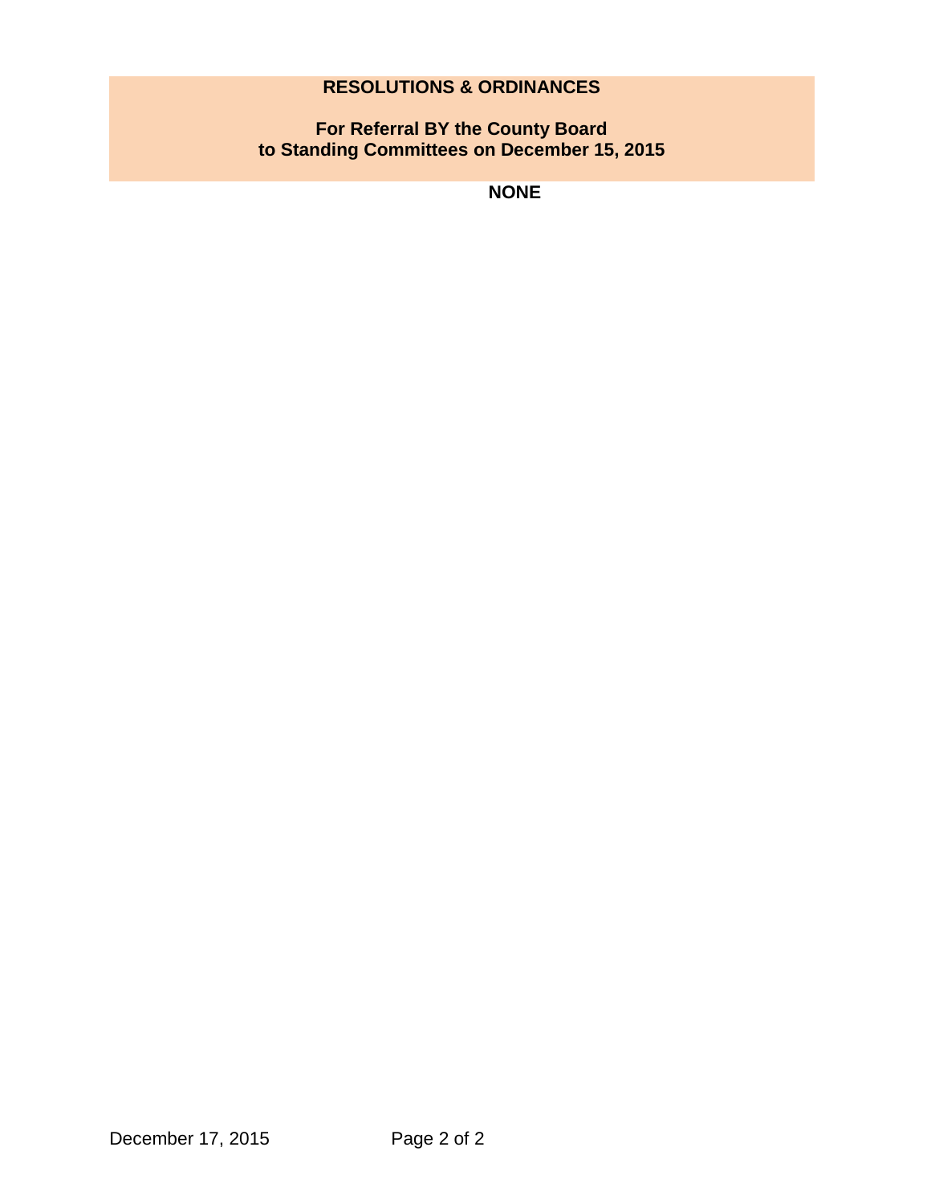**RESOLUTIONS & ORDINANCES**

**For Referral BY the County Board to Standing Committees on December 15, 2015**

**NONE**